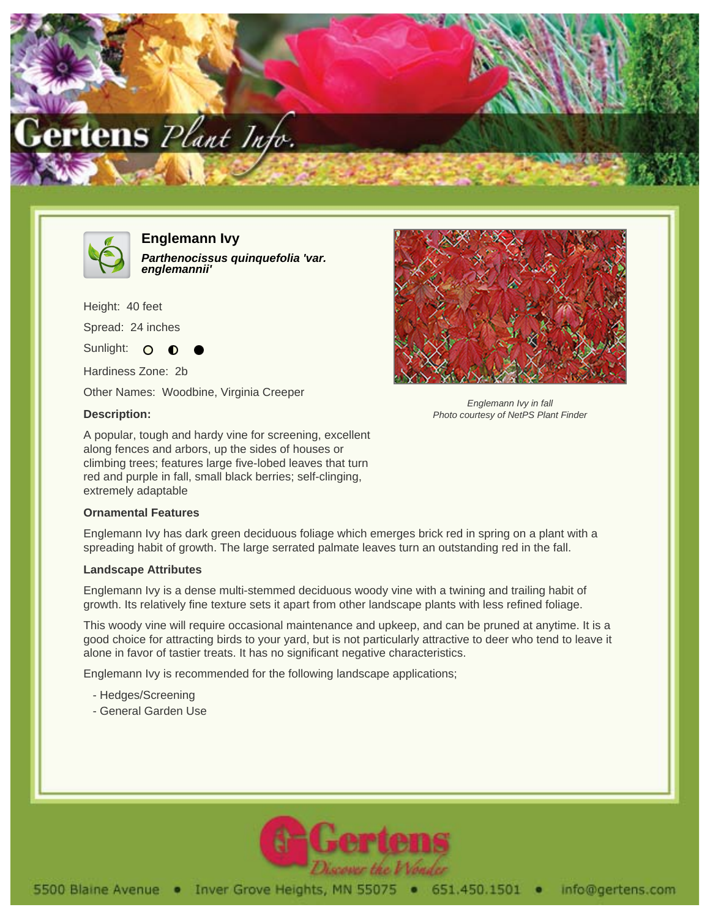# Englemann Ivy

***Parthenocissus quinquefolia 'var. englemannii'***

Height: 40 feet

Spread: 24 inches

Sunlight: ○ ◐ ●

Hardiness Zone: 2b

Other Names: Woodbine, Virginia Creeper

*Englemann Ivy in fall*
*Photo courtesy of NetPS Plant Finder*

### Description:

A popular, tough and hardy vine for screening, excellent along fences and arbors, up the sides of houses or climbing trees; features large five-lobed leaves that turn red and purple in fall, small black berries; self-clinging, extremely adaptable

### Ornamental Features

Englemann Ivy has dark green deciduous foliage which emerges brick red in spring on a plant with a spreading habit of growth. The large serrated palmate leaves turn an outstanding red in the fall.

### Landscape Attributes

Englemann Ivy is a dense multi-stemmed deciduous woody vine with a twining and trailing habit of growth. Its relatively fine texture sets it apart from other landscape plants with less refined foliage.

This woody vine will require occasional maintenance and upkeep, and can be pruned at anytime. It is a good choice for attracting birds to your yard, but is not particularly attractive to deer who tend to leave it alone in favor of tastier treats. It has no significant negative characteristics.

Englemann Ivy is recommended for the following landscape applications;

- Hedges/Screening
- General Garden Use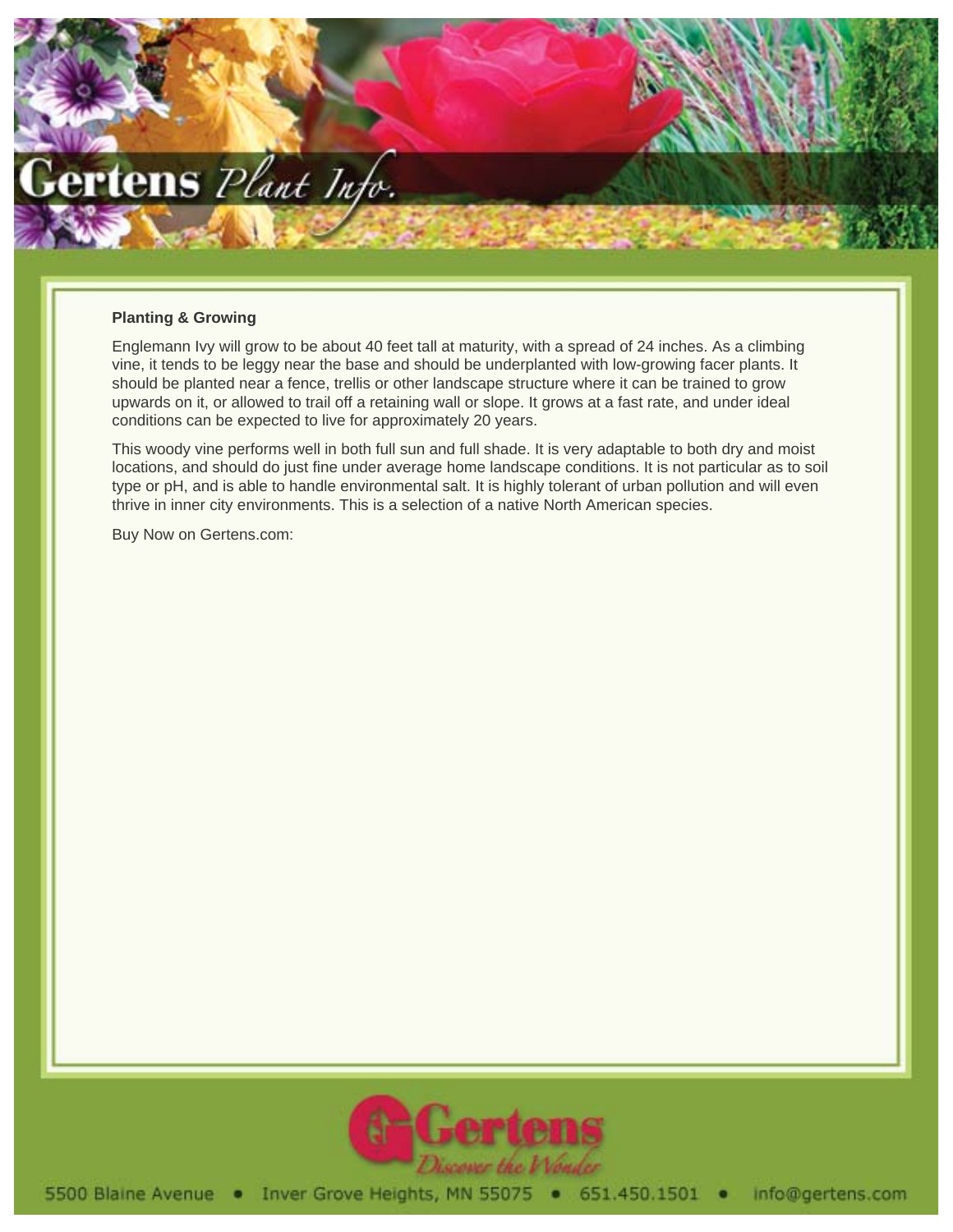### Planting & Growing

Englemann Ivy will grow to be about 40 feet tall at maturity, with a spread of 24 inches. As a climbing vine, it tends to be leggy near the base and should be underplanted with low-growing facer plants. It should be planted near a fence, trellis or other landscape structure where it can be trained to grow upwards on it, or allowed to trail off a retaining wall or slope. It grows at a fast rate, and under ideal conditions can be expected to live for approximately 20 years.

This woody vine performs well in both full sun and full shade. It is very adaptable to both dry and moist locations, and should do just fine under average home landscape conditions. It is not particular as to soil type or pH, and is able to handle environmental salt. It is highly tolerant of urban pollution and will even thrive in inner city environments. This is a selection of a native North American species.

Buy Now on Gertens.com: